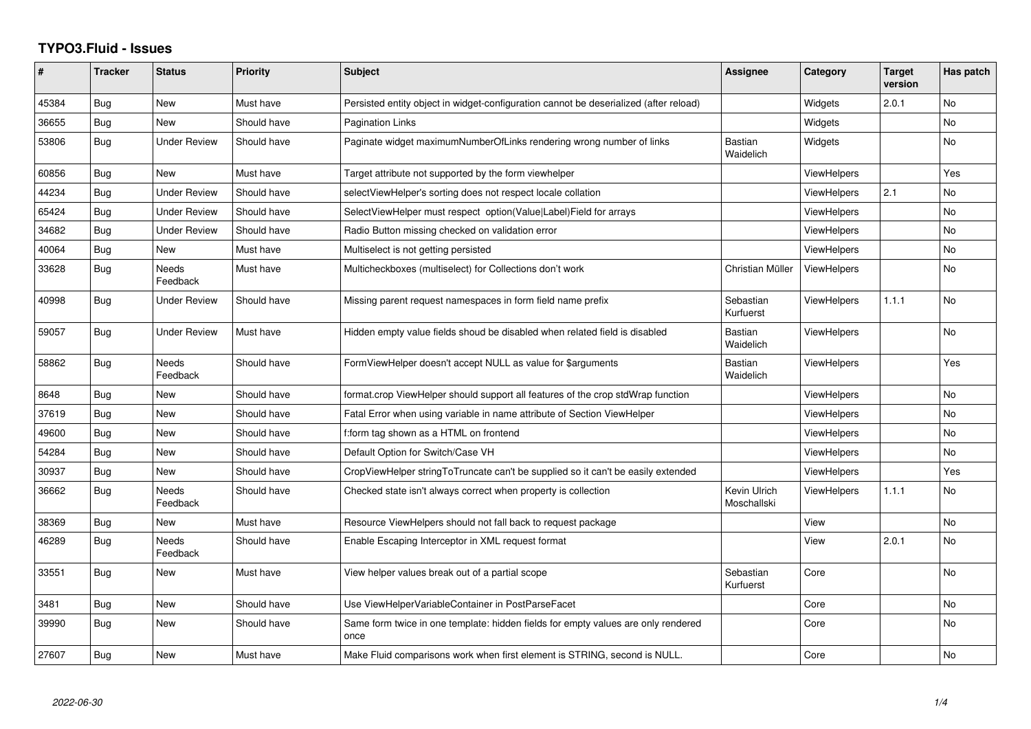# TYPO3.Fluid - Issues

| # | Tracker | Status | Priority | Subject | Assignee | Category | Target version | Has patch |
|---|---|---|---|---|---|---|---|---|
| 45384 | Bug | New | Must have | Persisted entity object in widget-configuration cannot be deserialized (after reload) | | Widgets | 2.0.1 | No |
| 36655 | Bug | New | Should have | Pagination Links | | Widgets | | No |
| 53806 | Bug | Under Review | Should have | Paginate widget maximumNumberOfLinks rendering wrong number of links | Bastian Waidelich | Widgets | | No |
| 60856 | Bug | New | Must have | Target attribute not supported by the form viewhelper | | ViewHelpers | | Yes |
| 44234 | Bug | Under Review | Should have | selectViewHelper's sorting does not respect locale collation | | ViewHelpers | 2.1 | No |
| 65424 | Bug | Under Review | Should have | SelectViewHelper must respect option(Value\|Label)Field for arrays | | ViewHelpers | | No |
| 34682 | Bug | Under Review | Should have | Radio Button missing checked on validation error | | ViewHelpers | | No |
| 40064 | Bug | New | Must have | Multiselect is not getting persisted | | ViewHelpers | | No |
| 33628 | Bug | Needs Feedback | Must have | Multicheckboxes (multiselect) for Collections don't work | Christian Müller | ViewHelpers | | No |
| 40998 | Bug | Under Review | Should have | Missing parent request namespaces in form field name prefix | Sebastian Kurfuerst | ViewHelpers | 1.1.1 | No |
| 59057 | Bug | Under Review | Must have | Hidden empty value fields shoud be disabled when related field is disabled | Bastian Waidelich | ViewHelpers | | No |
| 58862 | Bug | Needs Feedback | Should have | FormViewHelper doesn't accept NULL as value for $arguments | Bastian Waidelich | ViewHelpers | | Yes |
| 8648 | Bug | New | Should have | format.crop ViewHelper should support all features of the crop stdWrap function | | ViewHelpers | | No |
| 37619 | Bug | New | Should have | Fatal Error when using variable in name attribute of Section ViewHelper | | ViewHelpers | | No |
| 49600 | Bug | New | Should have | f:form tag shown as a HTML on frontend | | ViewHelpers | | No |
| 54284 | Bug | New | Should have | Default Option for Switch/Case VH | | ViewHelpers | | No |
| 30937 | Bug | New | Should have | CropViewHelper stringToTruncate can't be supplied so it can't be easily extended | | ViewHelpers | | Yes |
| 36662 | Bug | Needs Feedback | Should have | Checked state isn't always correct when property is collection | Kevin Ulrich Moschallski | ViewHelpers | 1.1.1 | No |
| 38369 | Bug | New | Must have | Resource ViewHelpers should not fall back to request package | | View | | No |
| 46289 | Bug | Needs Feedback | Should have | Enable Escaping Interceptor in XML request format | | View | 2.0.1 | No |
| 33551 | Bug | New | Must have | View helper values break out of a partial scope | Sebastian Kurfuerst | Core | | No |
| 3481 | Bug | New | Should have | Use ViewHelperVariableContainer in PostParseFacet | | Core | | No |
| 39990 | Bug | New | Should have | Same form twice in one template: hidden fields for empty values are only rendered once | | Core | | No |
| 27607 | Bug | New | Must have | Make Fluid comparisons work when first element is STRING, second is NULL. | | Core | | No |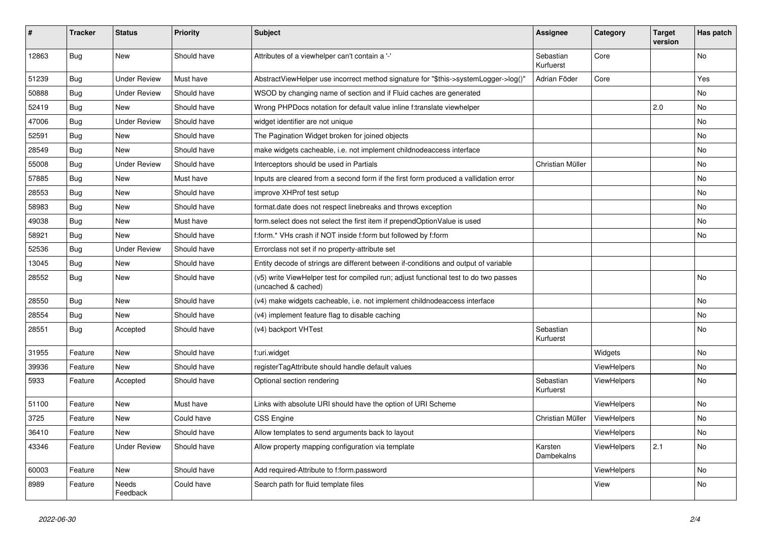| # | Tracker | Status | Priority | Subject | Assignee | Category | Target version | Has patch |
|---|---|---|---|---|---|---|---|---|
| 12863 | Bug | New | Should have | Attributes of a viewhelper can't contain a '-' | Sebastian Kurfuerst | Core | | No |
| 51239 | Bug | Under Review | Must have | AbstractViewHelper use incorrect method signature for "$this->systemLogger->log()" | Adrian Föder | Core | | Yes |
| 50888 | Bug | Under Review | Should have | WSOD by changing name of section and if Fluid caches are generated | | | | No |
| 52419 | Bug | New | Should have | Wrong PHPDocs notation for default value inline f:translate viewhelper | | | 2.0 | No |
| 47006 | Bug | Under Review | Should have | widget identifier are not unique | | | | No |
| 52591 | Bug | New | Should have | The Pagination Widget broken for joined objects | | | | No |
| 28549 | Bug | New | Should have | make widgets cacheable, i.e. not implement childnodeaccess interface | | | | No |
| 55008 | Bug | Under Review | Should have | Interceptors should be used in Partials | Christian Müller | | | No |
| 57885 | Bug | New | Must have | Inputs are cleared from a second form if the first form produced a vallidation error | | | | No |
| 28553 | Bug | New | Should have | improve XHProf test setup | | | | No |
| 58983 | Bug | New | Should have | format.date does not respect linebreaks and throws exception | | | | No |
| 49038 | Bug | New | Must have | form.select does not select the first item if prependOptionValue is used | | | | No |
| 58921 | Bug | New | Should have | f:form.* VHs crash if NOT inside f:form but followed by f:form | | | | No |
| 52536 | Bug | Under Review | Should have | Errorclass not set if no property-attribute set | | | | |
| 13045 | Bug | New | Should have | Entity decode of strings are different between if-conditions and output of variable | | | | |
| 28552 | Bug | New | Should have | (v5) write ViewHelper test for compiled run; adjust functional test to do two passes (uncached & cached) | | | | No |
| 28550 | Bug | New | Should have | (v4) make widgets cacheable, i.e. not implement childnodeaccess interface | | | | No |
| 28554 | Bug | New | Should have | (v4) implement feature flag to disable caching | | | | No |
| 28551 | Bug | Accepted | Should have | (v4) backport VHTest | Sebastian Kurfuerst | | | No |
| 31955 | Feature | New | Should have | f:uri.widget | | Widgets | | No |
| 39936 | Feature | New | Should have | registerTagAttribute should handle default values | | ViewHelpers | | No |
| 5933 | Feature | Accepted | Should have | Optional section rendering | Sebastian Kurfuerst | ViewHelpers | | No |
| 51100 | Feature | New | Must have | Links with absolute URI should have the option of URI Scheme | | ViewHelpers | | No |
| 3725 | Feature | New | Could have | CSS Engine | Christian Müller | ViewHelpers | | No |
| 36410 | Feature | New | Should have | Allow templates to send arguments back to layout | | ViewHelpers | | No |
| 43346 | Feature | Under Review | Should have | Allow property mapping configuration via template | Karsten Dambekalns | ViewHelpers | 2.1 | No |
| 60003 | Feature | New | Should have | Add required-Attribute to f:form.password | | ViewHelpers | | No |
| 8989 | Feature | Needs Feedback | Could have | Search path for fluid template files | | View | | No |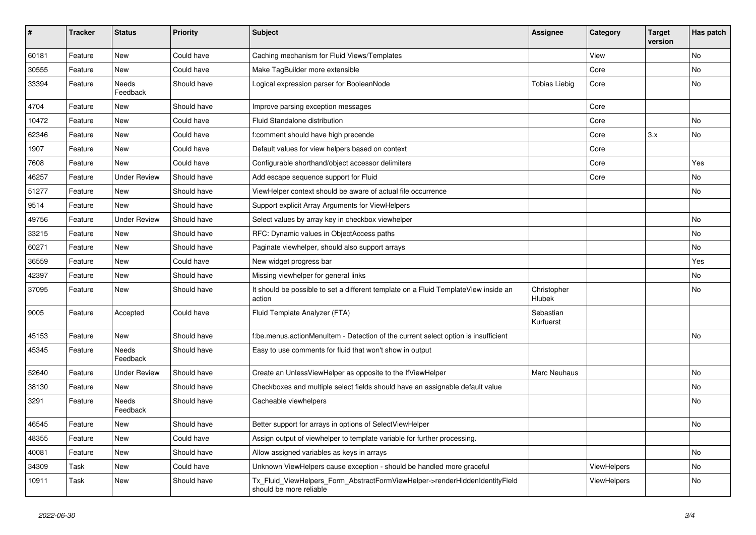| # | Tracker | Status | Priority | Subject | Assignee | Category | Target version | Has patch |
|---|---|---|---|---|---|---|---|---|
| 60181 | Feature | New | Could have | Caching mechanism for Fluid Views/Templates | | View | | No |
| 30555 | Feature | New | Could have | Make TagBuilder more extensible | | Core | | No |
| 33394 | Feature | Needs Feedback | Should have | Logical expression parser for BooleanNode | Tobias Liebig | Core | | No |
| 4704 | Feature | New | Should have | Improve parsing exception messages | | Core | | |
| 10472 | Feature | New | Could have | Fluid Standalone distribution | | Core | | No |
| 62346 | Feature | New | Could have | f:comment should have high precende | | Core | 3.x | No |
| 1907 | Feature | New | Could have | Default values for view helpers based on context | | Core | | |
| 7608 | Feature | New | Could have | Configurable shorthand/object accessor delimiters | | Core | | Yes |
| 46257 | Feature | Under Review | Should have | Add escape sequence support for Fluid | | Core | | No |
| 51277 | Feature | New | Should have | ViewHelper context should be aware of actual file occurrence | | | | No |
| 9514 | Feature | New | Should have | Support explicit Array Arguments for ViewHelpers | | | | |
| 49756 | Feature | Under Review | Should have | Select values by array key in checkbox viewhelper | | | | No |
| 33215 | Feature | New | Should have | RFC: Dynamic values in ObjectAccess paths | | | | No |
| 60271 | Feature | New | Should have | Paginate viewhelper, should also support arrays | | | | No |
| 36559 | Feature | New | Could have | New widget progress bar | | | | Yes |
| 42397 | Feature | New | Should have | Missing viewhelper for general links | | | | No |
| 37095 | Feature | New | Should have | It should be possible to set a different template on a Fluid TemplateView inside an action | Christopher Hlubek | | | No |
| 9005 | Feature | Accepted | Could have | Fluid Template Analyzer (FTA) | Sebastian Kurfuerst | | | |
| 45153 | Feature | New | Should have | f:be.menus.actionMenuItem - Detection of the current select option is insufficient | | | | No |
| 45345 | Feature | Needs Feedback | Should have | Easy to use comments for fluid that won't show in output | | | | |
| 52640 | Feature | Under Review | Should have | Create an UnlessViewHelper as opposite to the IfViewHelper | Marc Neuhaus | | | No |
| 38130 | Feature | New | Should have | Checkboxes and multiple select fields should have an assignable default value | | | | No |
| 3291 | Feature | Needs Feedback | Should have | Cacheable viewhelpers | | | | No |
| 46545 | Feature | New | Should have | Better support for arrays in options of SelectViewHelper | | | | No |
| 48355 | Feature | New | Could have | Assign output of viewhelper to template variable for further processing. | | | | |
| 40081 | Feature | New | Should have | Allow assigned variables as keys in arrays | | | | No |
| 34309 | Task | New | Could have | Unknown ViewHelpers cause exception - should be handled more graceful | | ViewHelpers | | No |
| 10911 | Task | New | Should have | Tx_Fluid_ViewHelpers_Form_AbstractFormViewHelper->renderHiddenIdentityField should be more reliable | | ViewHelpers | | No |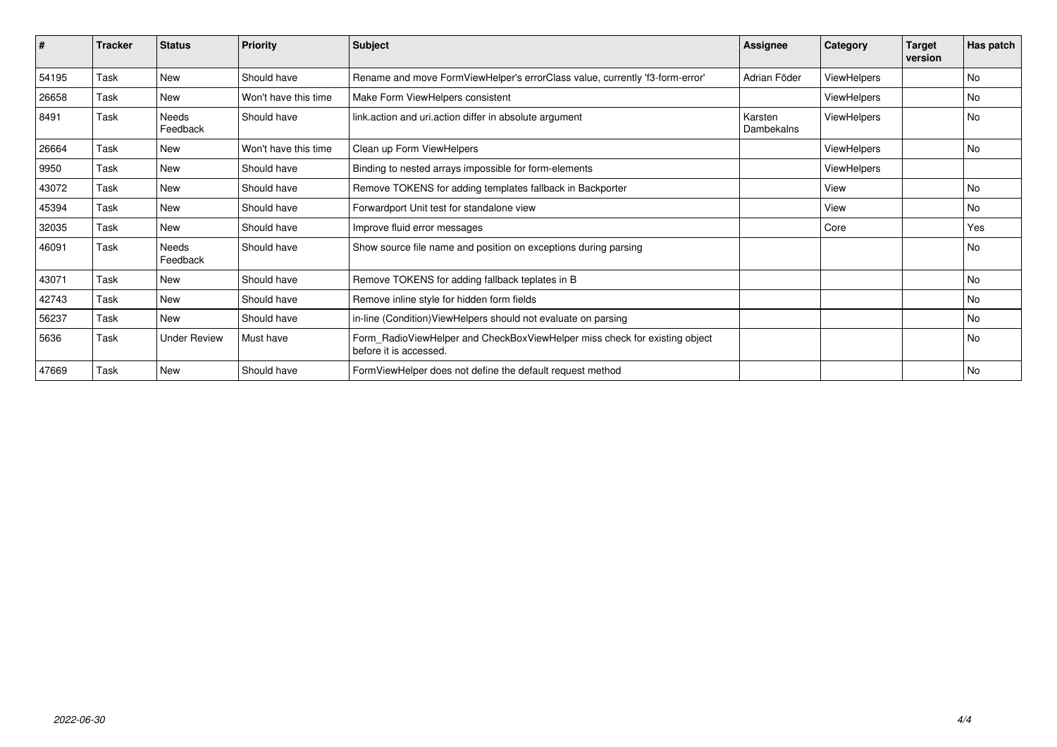| # | Tracker | Status | Priority | Subject | Assignee | Category | Target version | Has patch |
|---|---|---|---|---|---|---|---|---|
| 54195 | Task | New | Should have | Rename and move FormViewHelper's errorClass value, currently 'f3-form-error' | Adrian Föder | ViewHelpers | | No |
| 26658 | Task | New | Won't have this time | Make Form ViewHelpers consistent | | ViewHelpers | | No |
| 8491 | Task | Needs Feedback | Should have | link.action and uri.action differ in absolute argument | Karsten Dambekalns | ViewHelpers | | No |
| 26664 | Task | New | Won't have this time | Clean up Form ViewHelpers | | ViewHelpers | | No |
| 9950 | Task | New | Should have | Binding to nested arrays impossible for form-elements | | ViewHelpers | | |
| 43072 | Task | New | Should have | Remove TOKENS for adding templates fallback in Backporter | | View | | No |
| 45394 | Task | New | Should have | Forwardport Unit test for standalone view | | View | | No |
| 32035 | Task | New | Should have | Improve fluid error messages | | Core | | Yes |
| 46091 | Task | Needs Feedback | Should have | Show source file name and position on exceptions during parsing | | | | No |
| 43071 | Task | New | Should have | Remove TOKENS for adding fallback teplates in B | | | | No |
| 42743 | Task | New | Should have | Remove inline style for hidden form fields | | | | No |
| 56237 | Task | New | Should have | in-line (Condition)ViewHelpers should not evaluate on parsing | | | | No |
| 5636 | Task | Under Review | Must have | Form_RadioViewHelper and CheckBoxViewHelper miss check for existing object before it is accessed. | | | | No |
| 47669 | Task | New | Should have | FormViewHelper does not define the default request method | | | | No |

2022-06-30